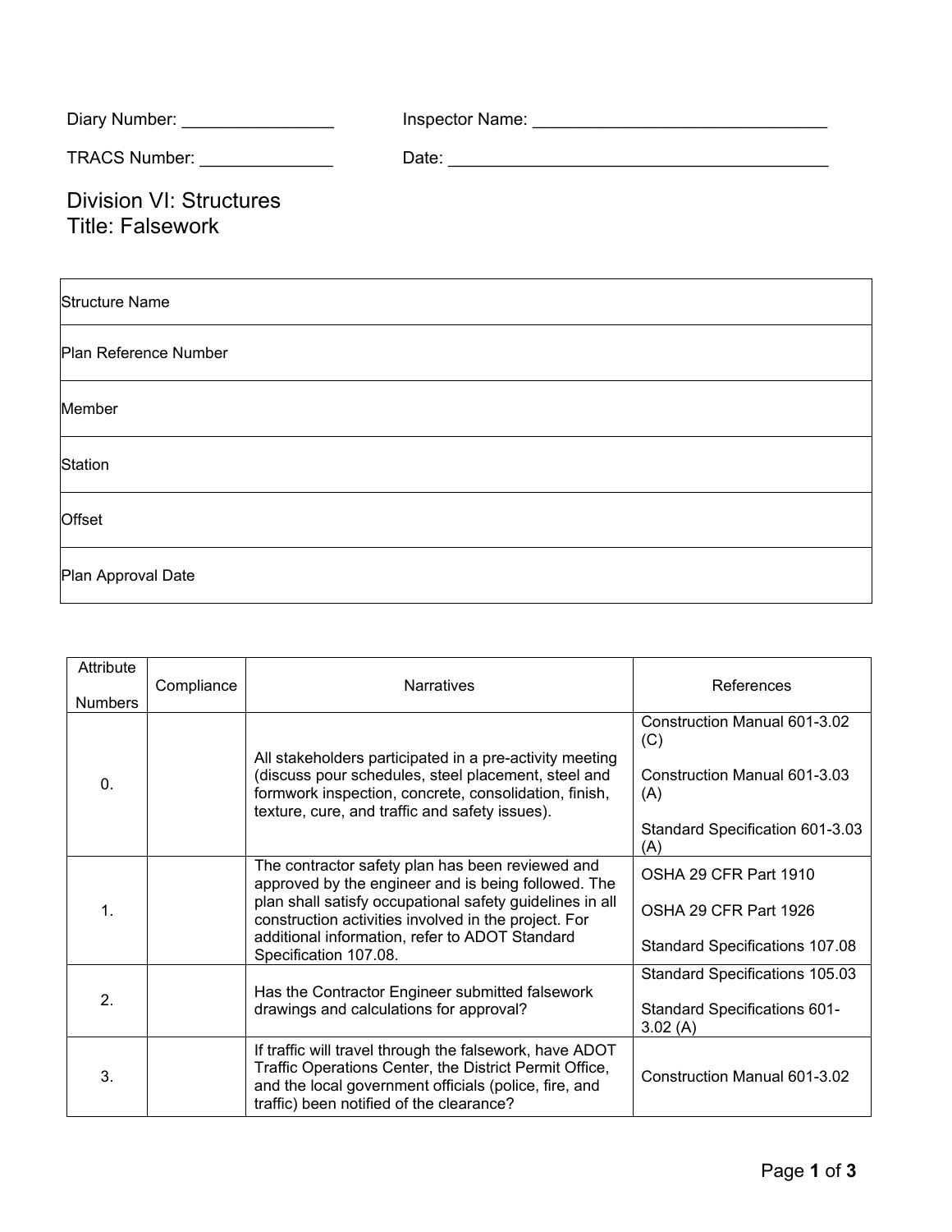Diary Number: ________________ Inspector Name: ________________________________

TRACS Number: ______________ Date: _________________________________________

# Division VI: Structures
## Title: Falsework

| Structure Name |
|---|
| Plan Reference Number |
| Member |
| Station |
| Offset |
| Plan Approval Date |

| Attribute Numbers | Compliance | Narratives | References |
|---|---|---|---|
| 0. | | All stakeholders participated in a pre-activity meeting (discuss pour schedules, steel placement, steel and formwork inspection, concrete, consolidation, finish, texture, cure, and traffic and safety issues). | Construction Manual 601-3.02 (C)<br><br>Construction Manual 601-3.03 (A)<br><br>Standard Specification 601-3.03 (A) |
| 1. | | The contractor safety plan has been reviewed and approved by the engineer and is being followed. The plan shall satisfy occupational safety guidelines in all construction activities involved in the project. For additional information, refer to ADOT Standard Specification 107.08. | OSHA 29 CFR Part 1910<br><br>OSHA 29 CFR Part 1926<br><br>Standard Specifications 107.08 |
| 2. | | Has the Contractor Engineer submitted falsework drawings and calculations for approval? | Standard Specifications 105.03<br><br>Standard Specifications 601-3.02 (A) |
| 3. | | If traffic will travel through the falsework, have ADOT Traffic Operations Center, the District Permit Office, and the local government officials (police, fire, and traffic) been notified of the clearance? | Construction Manual 601-3.02 |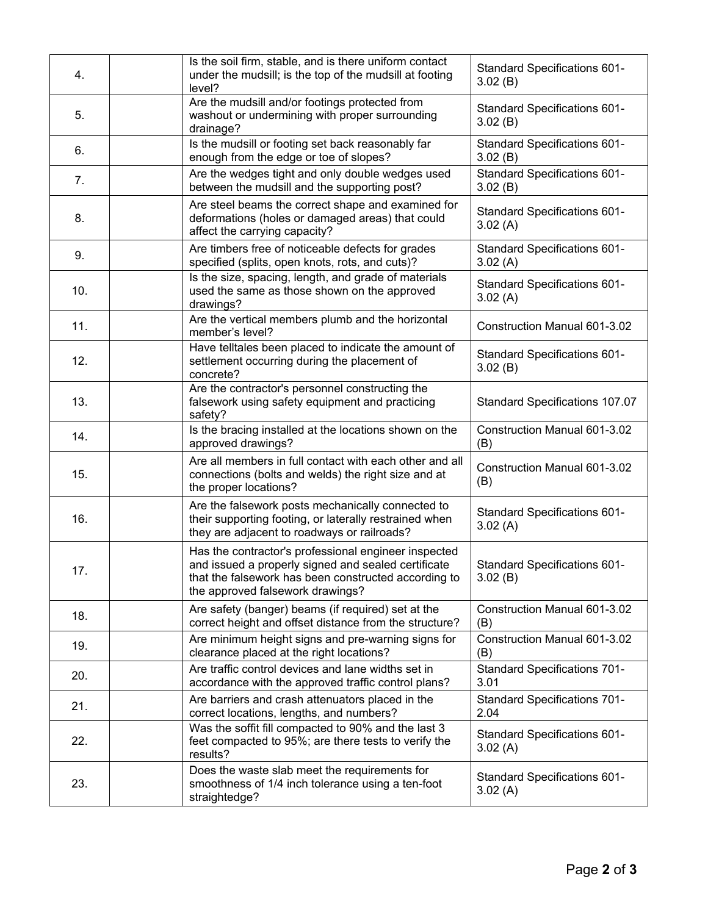| | | | |
|---|---|---|---|
| 4. | | Is the soil firm, stable, and is there uniform contact under the mudsill; is the top of the mudsill at footing level? | Standard Specifications 601-3.02 (B) |
| 5. | | Are the mudsill and/or footings protected from washout or undermining with proper surrounding drainage? | Standard Specifications 601-3.02 (B) |
| 6. | | Is the mudsill or footing set back reasonably far enough from the edge or toe of slopes? | Standard Specifications 601-3.02 (B) |
| 7. | | Are the wedges tight and only double wedges used between the mudsill and the supporting post? | Standard Specifications 601-3.02 (B) |
| 8. | | Are steel beams the correct shape and examined for deformations (holes or damaged areas) that could affect the carrying capacity? | Standard Specifications 601-3.02 (A) |
| 9. | | Are timbers free of noticeable defects for grades specified (splits, open knots, rots, and cuts)? | Standard Specifications 601-3.02 (A) |
| 10. | | Is the size, spacing, length, and grade of materials used the same as those shown on the approved drawings? | Standard Specifications 601-3.02 (A) |
| 11. | | Are the vertical members plumb and the horizontal member's level? | Construction Manual 601-3.02 |
| 12. | | Have telltales been placed to indicate the amount of settlement occurring during the placement of concrete? | Standard Specifications 601-3.02 (B) |
| 13. | | Are the contractor's personnel constructing the falsework using safety equipment and practicing safety? | Standard Specifications 107.07 |
| 14. | | Is the bracing installed at the locations shown on the approved drawings? | Construction Manual 601-3.02 (B) |
| 15. | | Are all members in full contact with each other and all connections (bolts and welds) the right size and at the proper locations? | Construction Manual 601-3.02 (B) |
| 16. | | Are the falsework posts mechanically connected to their supporting footing, or laterally restrained when they are adjacent to roadways or railroads? | Standard Specifications 601-3.02 (A) |
| 17. | | Has the contractor's professional engineer inspected and issued a properly signed and sealed certificate that the falsework has been constructed according to the approved falsework drawings? | Standard Specifications 601-3.02 (B) |
| 18. | | Are safety (banger) beams (if required) set at the correct height and offset distance from the structure? | Construction Manual 601-3.02 (B) |
| 19. | | Are minimum height signs and pre-warning signs for clearance placed at the right locations? | Construction Manual 601-3.02 (B) |
| 20. | | Are traffic control devices and lane widths set in accordance with the approved traffic control plans? | Standard Specifications 701-3.01 |
| 21. | | Are barriers and crash attenuators placed in the correct locations, lengths, and numbers? | Standard Specifications 701-2.04 |
| 22. | | Was the soffit fill compacted to 90% and the last 3 feet compacted to 95%; are there tests to verify the results? | Standard Specifications 601-3.02 (A) |
| 23. | | Does the waste slab meet the requirements for smoothness of 1/4 inch tolerance using a ten-foot straightedge? | Standard Specifications 601-3.02 (A) |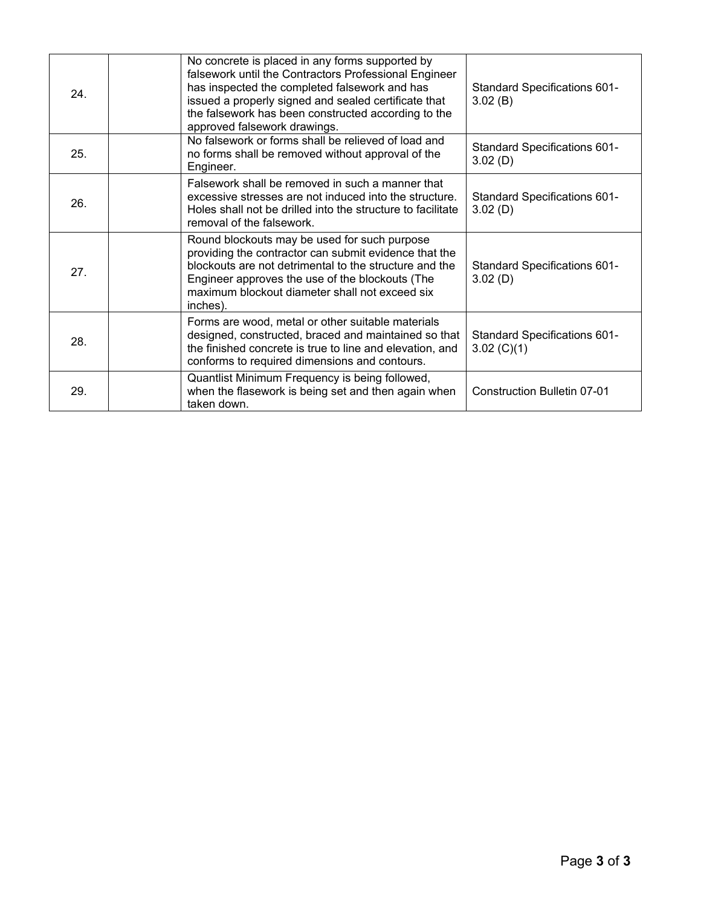| | | | |
|---|---|---|---|
| 24. | | No concrete is placed in any forms supported by falsework until the Contractors Professional Engineer has inspected the completed falsework and has issued a properly signed and sealed certificate that the falsework has been constructed according to the approved falsework drawings. | Standard Specifications 601-3.02 (B) |
| 25. | | No falsework or forms shall be relieved of load and no forms shall be removed without approval of the Engineer. | Standard Specifications 601-3.02 (D) |
| 26. | | Falsework shall be removed in such a manner that excessive stresses are not induced into the structure. Holes shall not be drilled into the structure to facilitate removal of the falsework. | Standard Specifications 601-3.02 (D) |
| 27. | | Round blockouts may be used for such purpose providing the contractor can submit evidence that the blockouts are not detrimental to the structure and the Engineer approves the use of the blockouts (The maximum blockout diameter shall not exceed six inches). | Standard Specifications 601-3.02 (D) |
| 28. | | Forms are wood, metal or other suitable materials designed, constructed, braced and maintained so that the finished concrete is true to line and elevation, and conforms to required dimensions and contours. | Standard Specifications 601-3.02 (C)(1) |
| 29. | | Quantlist Minimum Frequency is being followed, when the flasework is being set and then again when taken down. | Construction Bulletin 07-01 |